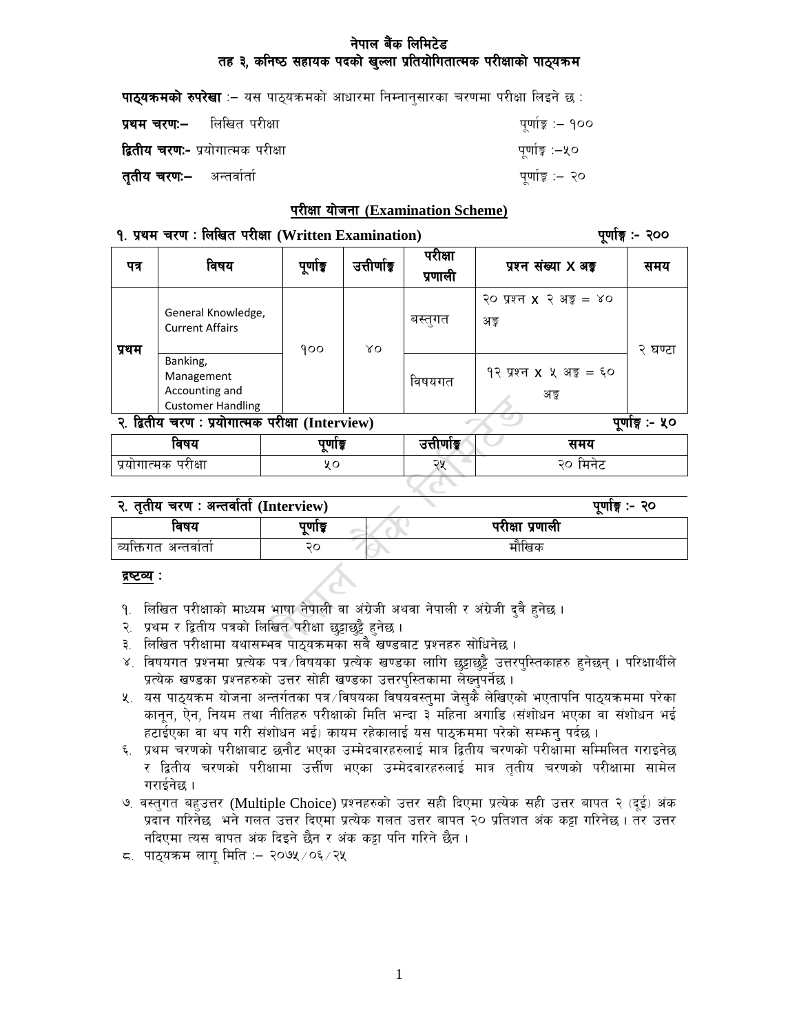# नेपाल बैंक लिमिटेड
## तह ३, कनिष्ठ सहायक पदको खुल्ला प्रतियोगितात्मक परीक्षाको पाठ्यक्रम

**पाठ्यक्रमको रुपरेखा** :– यस पाठ्यक्रमको आधारमा निम्नानुसारका चरणमा परीक्षा लिइने छ :

**प्रथम चरणः–** लिखित परीक्षा पूर्णाङ्क :– १००

**द्वितीय चरणः-** प्रयोगात्मक परीक्षा पूर्णाङ्क :–५०

**तृतीय चरणः–** अन्तर्वार्ता पूर्णाङ्क :– २०

### परीक्षा योजना (Examination Scheme)

**१. प्रथम चरण : लिखित परीक्षा (Written Examination)** **पूर्णाङ्क :- २००**

| पत्र | विषय | पूर्णाङ्क | उत्तीर्णाङ्क | परीक्षा प्रणाली | प्रश्न संख्या X अङ्क | समय |
|---|---|---|---|---|---|---|
| प्रथम | General Knowledge, Current Affairs | १०० | ४० | बस्तुगत | २० प्रश्न X २ अङ्क = ४० अङ्क | २ घण्टा |
| | Banking, Management Accounting and Customer Handling | | | विषयगत | १२ प्रश्न X ५ अङ्क = ६० अङ्क | |

**२. द्वितीय चरण : प्रयोगात्मक परीक्षा (Interview)** **पूर्णाङ्क :- ५०**

| विषय | पूर्णाङ्क | उत्तीर्णाङ्क | समय |
|---|---|---|---|
| प्रयोगात्मक परीक्षा | ५० | २५ | २० मिनेट |

**२. तृतीय चरण : अन्तर्वार्ता (Interview)** **पूर्णाङ्क :- २०**

| विषय | पूर्णाङ्क | परीक्षा प्रणाली |
|---|---|---|
| व्यक्तिगत अन्तर्वार्ता | २० | मौखिक |

**द्रष्टव्य :**

१. लिखित परीक्षाको माध्यम भाषा नेपाली वा अंग्रेजी अथवा नेपाली र अंग्रेजी दुवै हुनेछ ।
२. प्रथम र द्वितीय पत्रको लिखित परीक्षा छुट्टाछुट्टै हुनेछ ।
३. लिखित परीक्षामा यथासम्भव पाठ्यक्रमका सबै खण्डबाट प्रश्नहरु सोधिनेछ ।
४. विषयगत प्रश्नमा प्रत्येक पत्र/विषयका प्रत्येक खण्डका लागि छुट्टाछुट्टै उत्तरपुस्तिकाहरु हुनेछन् । परिक्षार्थीले प्रत्येक खण्डका प्रश्नहरुको उत्तर सोही खण्डका उत्तरपुस्तिकामा लेख्नुपर्नेछ ।
५. यस पाठ्यक्रम योजना अन्तर्गतका पत्र/विषयका विषयवस्तुमा जेसुकै लेखिएको भएतापनि पाठ्यक्रममा परेका कानून, ऐन, नियम तथा नीतिहरु परीक्षाको मिति भन्दा ३ महिना अगाडि (संशोधन भएका वा संशोधन भई हटाईएका वा थप गरी संशोधन भई) कायम रहेकालाई यस पाठ्क्रममा परेको सम्झनु पर्दछ ।
६. प्रथम चरणको परीक्षाबाट छनौट भएका उम्मेदवारहरुलाई मात्र द्वितीय चरणको परीक्षामा सम्मिलित गराइनेछ र द्वितीय चरणको परीक्षामा उत्तीर्ण भएका उम्मेदवारहरुलाई मात्र तृतीय चरणको परीक्षामा सामेल गराईनेछ ।
७. वस्तुगत बहुउत्तर (Multiple Choice) प्रश्नहरुको उत्तर सही दिएमा प्रत्येक सही उत्तर बापत २ (दुई) अंक प्रदान गरिनेछ भने गलत उत्तर दिएमा प्रत्येक गलत उत्तर बापत २० प्रतिशत अंक कट्टा गरिनेछ । तर उत्तर नदिएमा त्यस वापत अंक दिइने छैन र अंक कट्टा पनि गरिने छैन ।
८. पाठ्यक्रम लागू मिति :– २०७५/०६/२५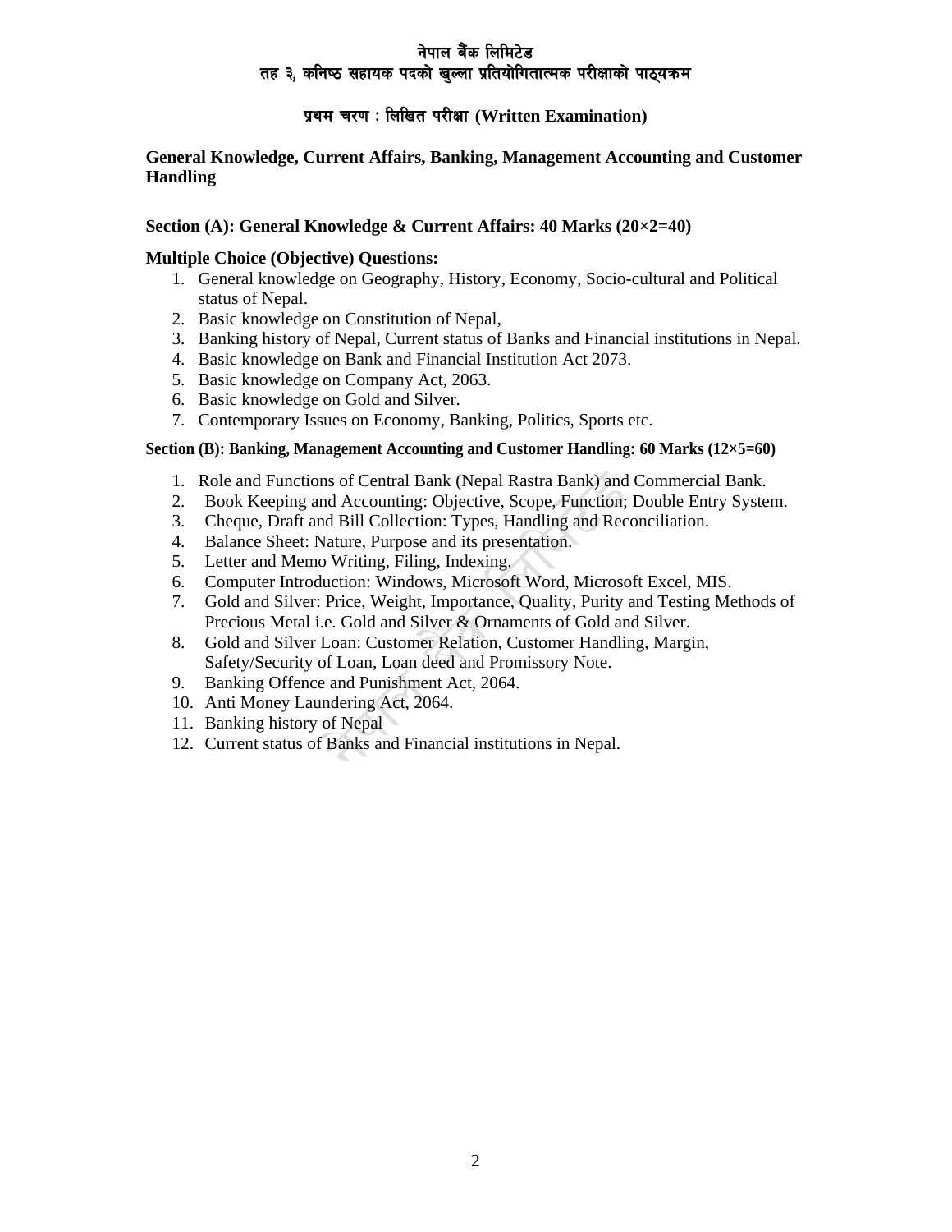# नेपाल बैंक लिमिटेड
## तह ३, कनिष्ठ सहायक पदको खुल्ला प्रतियोगितात्मक परीक्षाको पाठ्यक्रम

### प्रथम चरण : लिखित परीक्षा (Written Examination)

**General Knowledge, Current Affairs, Banking, Management Accounting and Customer Handling**

**Section (A): General Knowledge & Current Affairs: 40 Marks (20×2=40)**

**Multiple Choice (Objective) Questions:**

1. General knowledge on Geography, History, Economy, Socio-cultural and Political status of Nepal.
2. Basic knowledge on Constitution of Nepal,
3. Banking history of Nepal, Current status of Banks and Financial institutions in Nepal.
4. Basic knowledge on Bank and Financial Institution Act 2073.
5. Basic knowledge on Company Act, 2063.
6. Basic knowledge on Gold and Silver.
7. Contemporary Issues on Economy, Banking, Politics, Sports etc.

**Section (B): Banking, Management Accounting and Customer Handling: 60 Marks (12×5=60)**

1. Role and Functions of Central Bank (Nepal Rastra Bank) and Commercial Bank.
2. Book Keeping and Accounting: Objective, Scope, Function; Double Entry System.
3. Cheque, Draft and Bill Collection: Types, Handling and Reconciliation.
4. Balance Sheet: Nature, Purpose and its presentation.
5. Letter and Memo Writing, Filing, Indexing.
6. Computer Introduction: Windows, Microsoft Word, Microsoft Excel, MIS.
7. Gold and Silver: Price, Weight, Importance, Quality, Purity and Testing Methods of Precious Metal i.e. Gold and Silver & Ornaments of Gold and Silver.
8. Gold and Silver Loan: Customer Relation, Customer Handling, Margin, Safety/Security of Loan, Loan deed and Promissory Note.
9. Banking Offence and Punishment Act, 2064.
10. Anti Money Laundering Act, 2064.
11. Banking history of Nepal
12. Current status of Banks and Financial institutions in Nepal.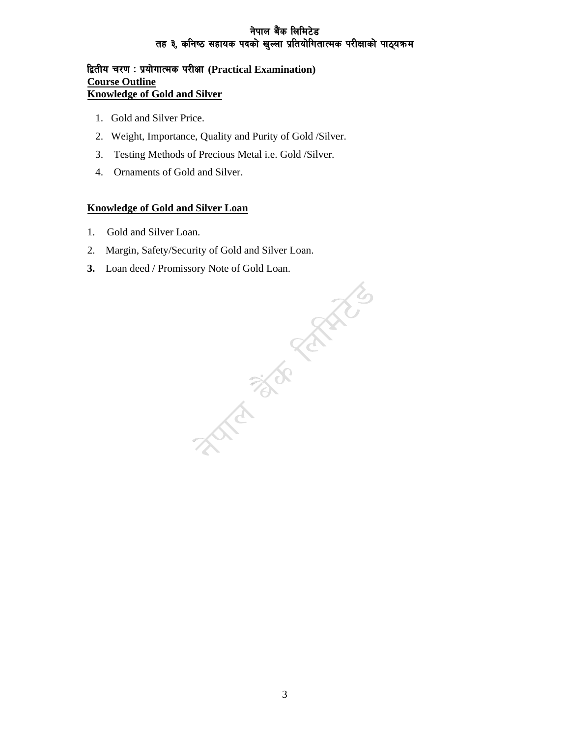# नेपाल बैंक लिमिटेड
## तह ३, कनिष्ठ सहायक पदको खुल्ला प्रतियोगितात्मक परीक्षाको पाठ्यक्रम

**द्वितीय चरण : प्रयोगात्मक परीक्षा (Practical Examination)**

**Course Outline**

**Knowledge of Gold and Silver**

1. Gold and Silver Price.
2. Weight, Importance, Quality and Purity of Gold /Silver.
3. Testing Methods of Precious Metal i.e. Gold /Silver.
4. Ornaments of Gold and Silver.

**Knowledge of Gold and Silver Loan**

1. Gold and Silver Loan.
2. Margin, Safety/Security of Gold and Silver Loan.
3. Loan deed / Promissory Note of Gold Loan.